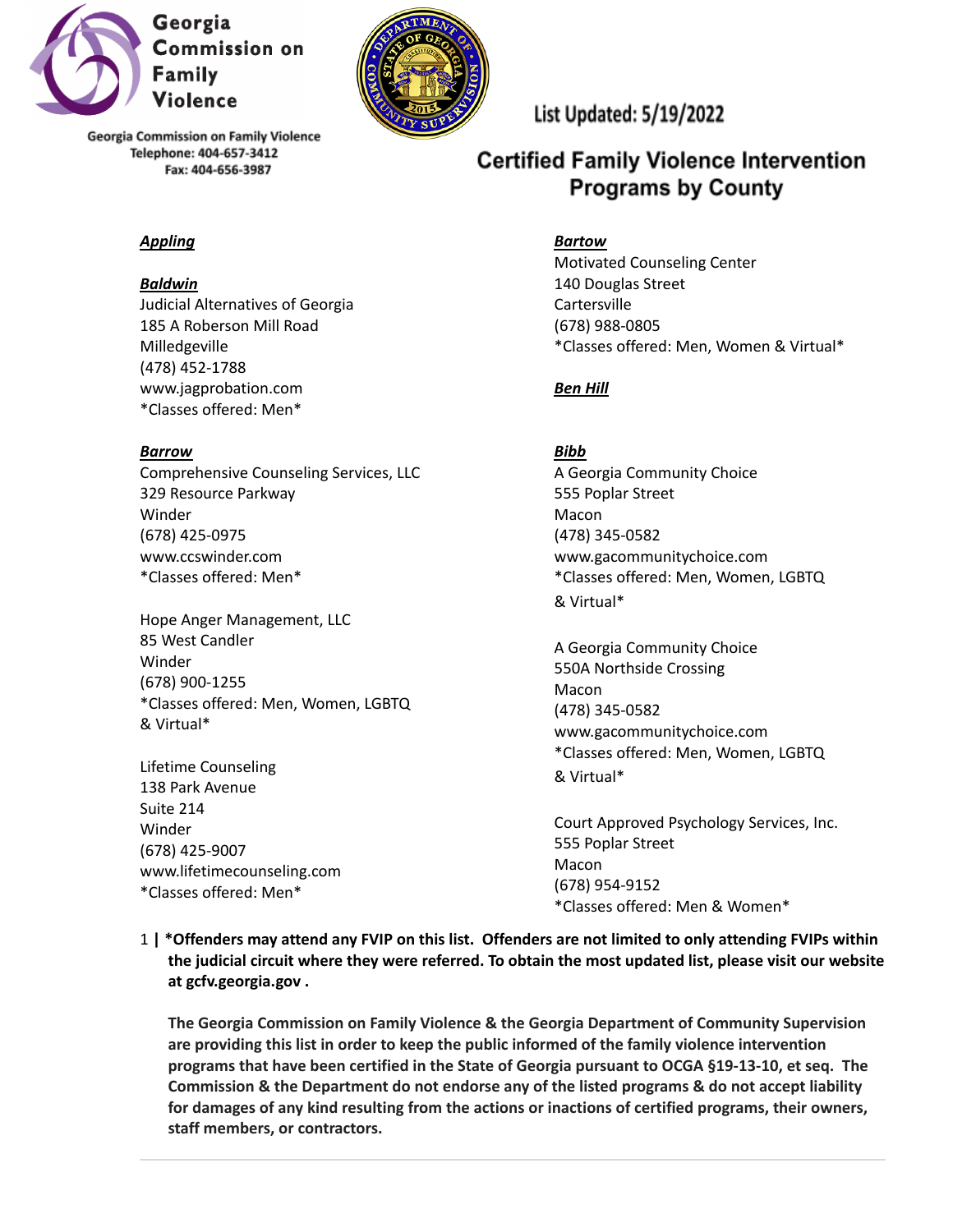Georgia Commission on Family Violence

Georgia Commission on Family Violence
Telephone: 404-657-3412
Fax: 404-656-3987

List Updated: 5/19/2022

# Certified Family Violence Intervention Programs by County

***Appling***

***Baldwin***

Judicial Alternatives of Georgia
185 A Roberson Mill Road
Milledgeville
(478) 452-1788
www.jagprobation.com
*Classes offered: Men*

***Barrow***

Comprehensive Counseling Services, LLC
329 Resource Parkway
Winder
(678) 425-0975
www.ccswinder.com
*Classes offered: Men*

Hope Anger Management, LLC
85 West Candler
Winder
(678) 900-1255
*Classes offered: Men, Women, LGBTQ & Virtual*

Lifetime Counseling
138 Park Avenue
Suite 214
Winder
(678) 425-9007
www.lifetimecounseling.com
*Classes offered: Men*

***Bartow***

Motivated Counseling Center
140 Douglas Street
Cartersville
(678) 988-0805
*Classes offered: Men, Women & Virtual*

***Ben Hill***

***Bibb***

A Georgia Community Choice
555 Poplar Street
Macon
(478) 345-0582
www.gacommunitychoice.com
*Classes offered: Men, Women, LGBTQ & Virtual*

A Georgia Community Choice
550A Northside Crossing
Macon
(478) 345-0582
www.gacommunitychoice.com
*Classes offered: Men, Women, LGBTQ & Virtual*

Court Approved Psychology Services, Inc.
555 Poplar Street
Macon
(678) 954-9152
*Classes offered: Men & Women*

**| *Offenders may attend any FVIP on this list. Offenders are not limited to only attending FVIPs within the judicial circuit where they were referred. To obtain the most updated list, please visit our website at gcfv.georgia.gov .**

**The Georgia Commission on Family Violence & the Georgia Department of Community Supervision are providing this list in order to keep the public informed of the family violence intervention programs that have been certified in the State of Georgia pursuant to OCGA §19-13-10, et seq. The Commission & the Department do not endorse any of the listed programs & do not accept liability for damages of any kind resulting from the actions or inactions of certified programs, their owners, staff members, or contractors.**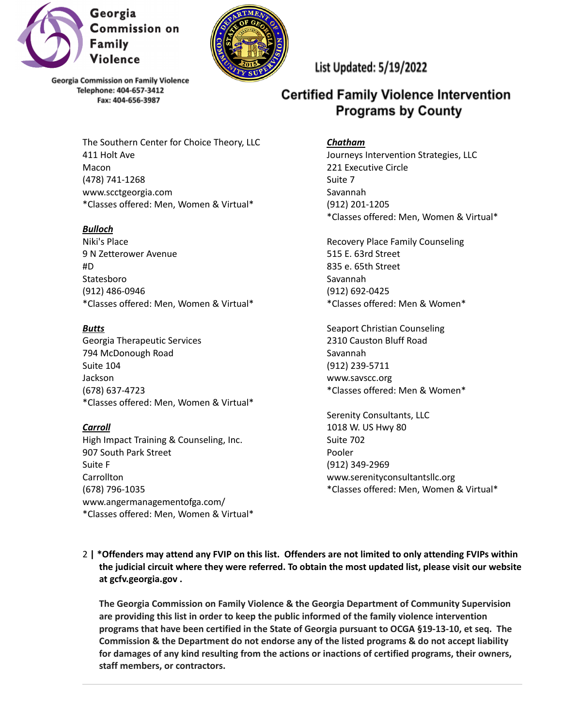Georgia Commission on Family Violence

Georgia Commission on Family Violence
Telephone: 404-657-3412
Fax: 404-656-3987

List Updated: 5/19/2022

## Certified Family Violence Intervention Programs by County

The Southern Center for Choice Theory, LLC
411 Holt Ave
Macon
(478) 741-1268
www.scctgeorgia.com
*Classes offered: Men, Women & Virtual*

***Bulloch***

Niki's Place
9 N Zetterower Avenue
#D
Statesboro
(912) 486-0946
*Classes offered: Men, Women & Virtual*

***Butts***

Georgia Therapeutic Services
794 McDonough Road
Suite 104
Jackson
(678) 637-4723
*Classes offered: Men, Women & Virtual*

***Carroll***

High Impact Training & Counseling, Inc.
907 South Park Street
Suite F
Carrollton
(678) 796-1035
www.angermanagementofga.com/
*Classes offered: Men, Women & Virtual*

***Chatham***

Journeys Intervention Strategies, LLC
221 Executive Circle
Suite 7
Savannah
(912) 201-1205
*Classes offered: Men, Women & Virtual*

Recovery Place Family Counseling
515 E. 63rd Street
835 e. 65th Street
Savannah
(912) 692-0425
*Classes offered: Men & Women*

Seaport Christian Counseling
2310 Causton Bluff Road
Savannah
(912) 239-5711
www.savscc.org
*Classes offered: Men & Women*

Serenity Consultants, LLC
1018 W. US Hwy 80
Suite 702
Pooler
(912) 349-2969
www.serenityconsultantsllc.org
*Classes offered: Men, Women & Virtual*

**\*Offenders may attend any FVIP on this list. Offenders are not limited to only attending FVIPs within the judicial circuit where they were referred. To obtain the most updated list, please visit our website at gcfv.georgia.gov .**

**The Georgia Commission on Family Violence & the Georgia Department of Community Supervision are providing this list in order to keep the public informed of the family violence intervention programs that have been certified in the State of Georgia pursuant to OCGA §19-13-10, et seq. The Commission & the Department do not endorse any of the listed programs & do not accept liability for damages of any kind resulting from the actions or inactions of certified programs, their owners, staff members, or contractors.**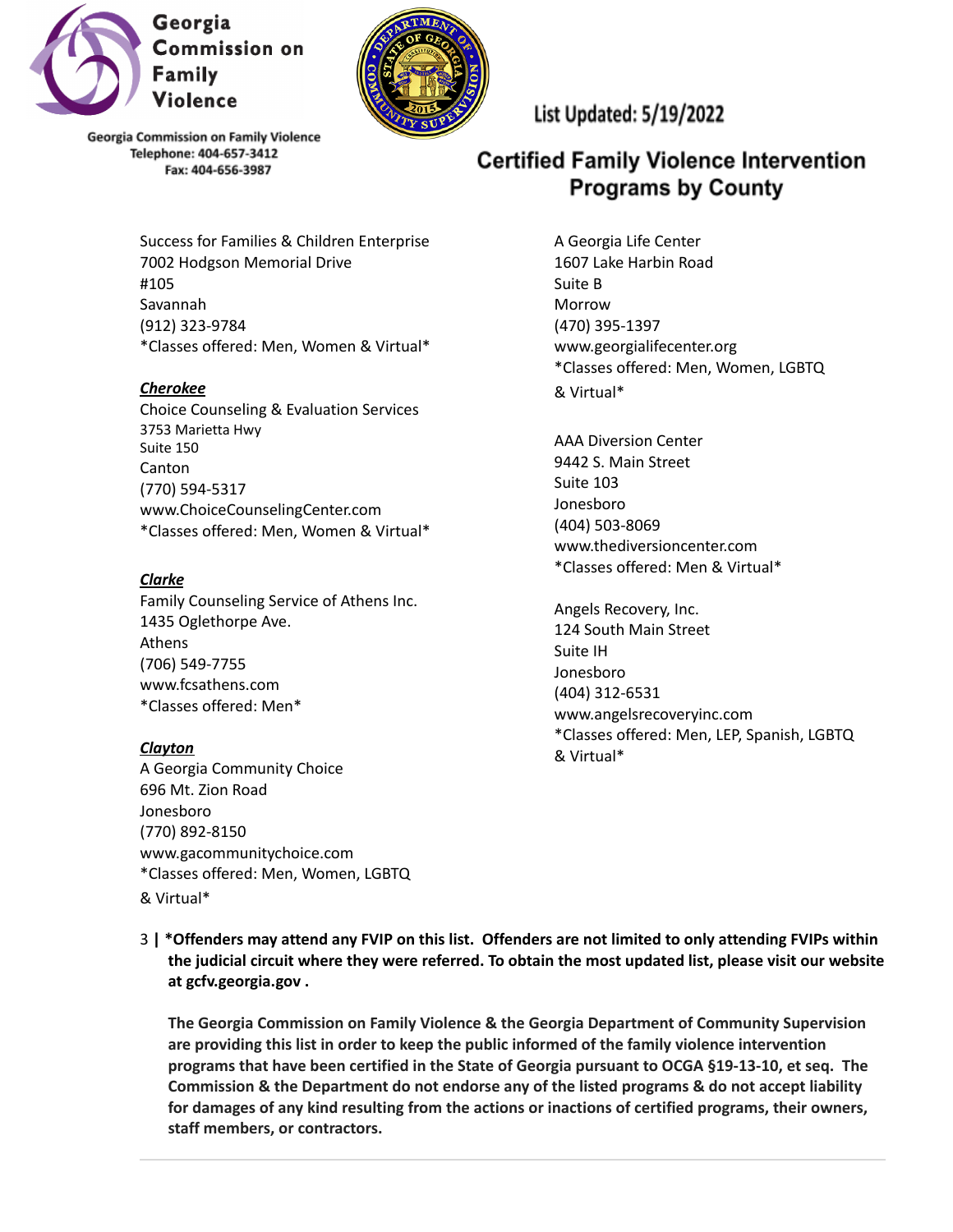Georgia Commission on Family Violence

Georgia Commission on Family Violence
Telephone: 404-657-3412
Fax: 404-656-3987

List Updated: 5/19/2022

# Certified Family Violence Intervention Programs by County

Success for Families & Children Enterprise
7002 Hodgson Memorial Drive
#105
Savannah
(912) 323-9784
*Classes offered: Men, Women & Virtual*

***Cherokee***

Choice Counseling & Evaluation Services
3753 Marietta Hwy
Suite 150
Canton
(770) 594-5317
www.ChoiceCounselingCenter.com
*Classes offered: Men, Women & Virtual*

***Clarke***

Family Counseling Service of Athens Inc.
1435 Oglethorpe Ave.
Athens
(706) 549-7755
www.fcsathens.com
*Classes offered: Men*

***Clayton***

A Georgia Community Choice
696 Mt. Zion Road
Jonesboro
(770) 892-8150
www.gacommunitychoice.com
*Classes offered: Men, Women, LGBTQ & Virtual*

A Georgia Life Center
1607 Lake Harbin Road
Suite B
Morrow
(470) 395-1397
www.georgialifecenter.org
*Classes offered: Men, Women, LGBTQ & Virtual*

AAA Diversion Center
9442 S. Main Street
Suite 103
Jonesboro
(404) 503-8069
www.thediversioncenter.com
*Classes offered: Men & Virtual*

Angels Recovery, Inc.
124 South Main Street
Suite IH
Jonesboro
(404) 312-6531
www.angelsrecoveryinc.com
*Classes offered: Men, LEP, Spanish, LGBTQ & Virtual*

**\*Offenders may attend any FVIP on this list. Offenders are not limited to only attending FVIPs within the judicial circuit where they were referred. To obtain the most updated list, please visit our website at gcfv.georgia.gov .**

**The Georgia Commission on Family Violence & the Georgia Department of Community Supervision are providing this list in order to keep the public informed of the family violence intervention programs that have been certified in the State of Georgia pursuant to OCGA §19-13-10, et seq. The Commission & the Department do not endorse any of the listed programs & do not accept liability for damages of any kind resulting from the actions or inactions of certified programs, their owners, staff members, or contractors.**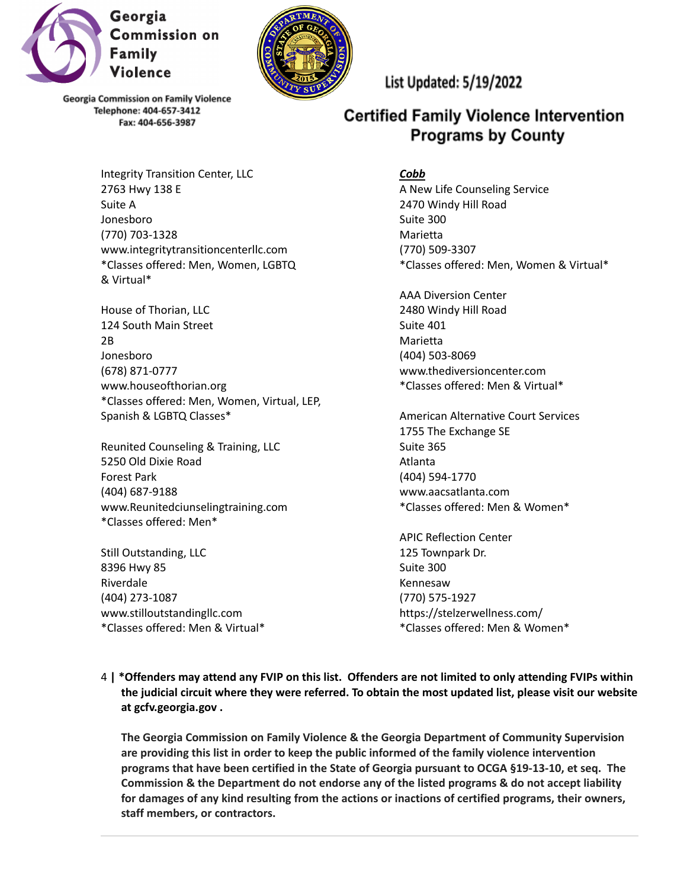Georgia Commission on Family Violence

Georgia Commission on Family Violence
Telephone: 404-657-3412
Fax: 404-656-3987

List Updated: 5/19/2022

## Certified Family Violence Intervention Programs by County

Integrity Transition Center, LLC
2763 Hwy 138 E
Suite A
Jonesboro
(770) 703-1328
www.integritytransitioncenterllc.com
*Classes offered: Men, Women, LGBTQ & Virtual*

House of Thorian, LLC
124 South Main Street
2B
Jonesboro
(678) 871-0777
www.houseofthorian.org
*Classes offered: Men, Women, Virtual, LEP, Spanish & LGBTQ Classes*

Reunited Counseling & Training, LLC
5250 Old Dixie Road
Forest Park
(404) 687-9188
www.Reunitedciunselingtraining.com
*Classes offered: Men*

Still Outstanding, LLC
8396 Hwy 85
Riverdale
(404) 273-1087
www.stilloutstandingllc.com
*Classes offered: Men & Virtual*

***Cobb***

A New Life Counseling Service
2470 Windy Hill Road
Suite 300
Marietta
(770) 509-3307
*Classes offered: Men, Women & Virtual*

AAA Diversion Center
2480 Windy Hill Road
Suite 401
Marietta
(404) 503-8069
www.thediversioncenter.com
*Classes offered: Men & Virtual*

American Alternative Court Services
1755 The Exchange SE
Suite 365
Atlanta
(404) 594-1770
www.aacsatlanta.com
*Classes offered: Men & Women*

APIC Reflection Center
125 Townpark Dr.
Suite 300
Kennesaw
(770) 575-1927
https://stelzerwellness.com/
*Classes offered: Men & Women*

**\*Offenders may attend any FVIP on this list. Offenders are not limited to only attending FVIPs within the judicial circuit where they were referred. To obtain the most updated list, please visit our website at gcfv.georgia.gov .**

**The Georgia Commission on Family Violence & the Georgia Department of Community Supervision are providing this list in order to keep the public informed of the family violence intervention programs that have been certified in the State of Georgia pursuant to OCGA §19-13-10, et seq. The Commission & the Department do not endorse any of the listed programs & do not accept liability for damages of any kind resulting from the actions or inactions of certified programs, their owners, staff members, or contractors.**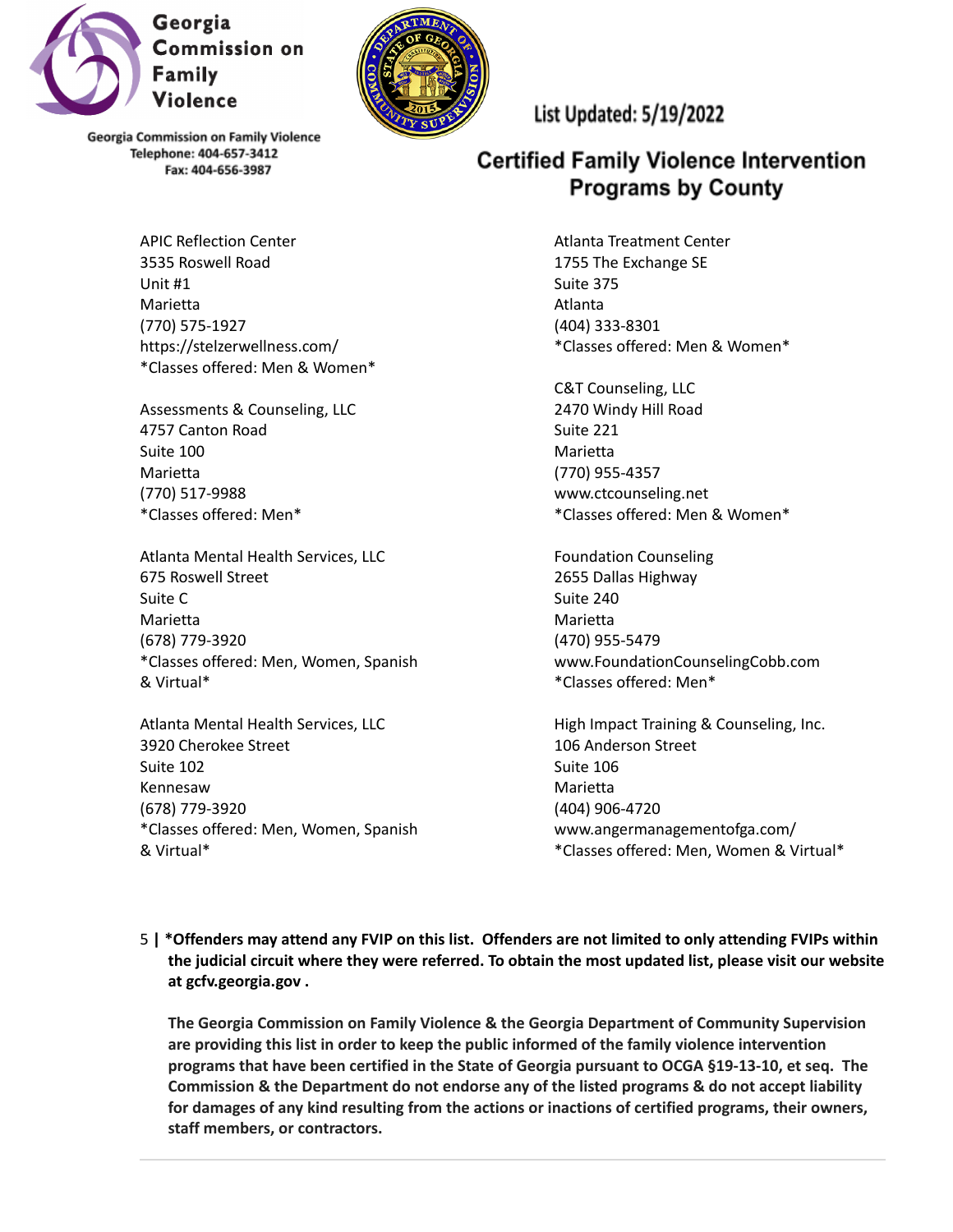Georgia Commission on Family Violence

Georgia Commission on Family Violence
Telephone: 404-657-3412
Fax: 404-656-3987

List Updated: 5/19/2022

# Certified Family Violence Intervention Programs by County

APIC Reflection Center
3535 Roswell Road
Unit #1
Marietta
(770) 575-1927
https://stelzerwellness.com/
*Classes offered: Men & Women*

Assessments & Counseling, LLC
4757 Canton Road
Suite 100
Marietta
(770) 517-9988
*Classes offered: Men*

Atlanta Mental Health Services, LLC
675 Roswell Street
Suite C
Marietta
(678) 779-3920
*Classes offered: Men, Women, Spanish & Virtual*

Atlanta Mental Health Services, LLC
3920 Cherokee Street
Suite 102
Kennesaw
(678) 779-3920
*Classes offered: Men, Women, Spanish & Virtual*

Atlanta Treatment Center
1755 The Exchange SE
Suite 375
Atlanta
(404) 333-8301
*Classes offered: Men & Women*

C&T Counseling, LLC
2470 Windy Hill Road
Suite 221
Marietta
(770) 955-4357
www.ctcounseling.net
*Classes offered: Men & Women*

Foundation Counseling
2655 Dallas Highway
Suite 240
Marietta
(470) 955-5479
www.FoundationCounselingCobb.com
*Classes offered: Men*

High Impact Training & Counseling, Inc.
106 Anderson Street
Suite 106
Marietta
(404) 906-4720
www.angermanagementofga.com/
*Classes offered: Men, Women & Virtual*

**\*Offenders may attend any FVIP on this list. Offenders are not limited to only attending FVIPs within the judicial circuit where they were referred. To obtain the most updated list, please visit our website at gcfv.georgia.gov .**

**The Georgia Commission on Family Violence & the Georgia Department of Community Supervision are providing this list in order to keep the public informed of the family violence intervention programs that have been certified in the State of Georgia pursuant to OCGA §19-13-10, et seq. The Commission & the Department do not endorse any of the listed programs & do not accept liability for damages of any kind resulting from the actions or inactions of certified programs, their owners, staff members, or contractors.**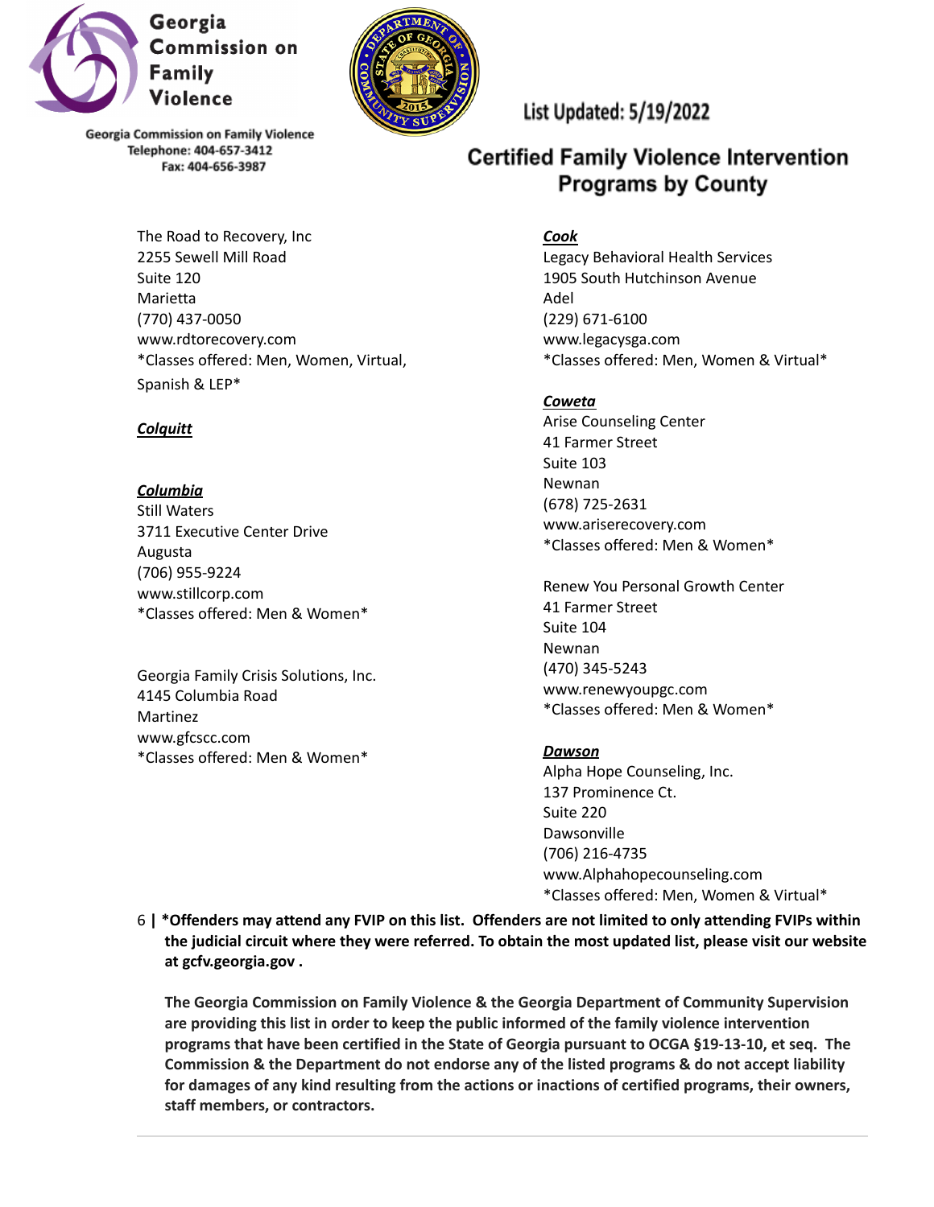Georgia Commission on Family Violence

Georgia Commission on Family Violence
Telephone: 404-657-3412
Fax: 404-656-3987

List Updated: 5/19/2022

## Certified Family Violence Intervention Programs by County

The Road to Recovery, Inc
2255 Sewell Mill Road
Suite 120
Marietta
(770) 437-0050
www.rdtorecovery.com
*Classes offered: Men, Women, Virtual, Spanish & LEP*

***Colquitt***

***Columbia***
Still Waters
3711 Executive Center Drive
Augusta
(706) 955-9224
www.stillcorp.com
*Classes offered: Men & Women*

Georgia Family Crisis Solutions, Inc.
4145 Columbia Road
Martinez
www.gfcscc.com
*Classes offered: Men & Women*

***Cook***
Legacy Behavioral Health Services
1905 South Hutchinson Avenue
Adel
(229) 671-6100
www.legacysga.com
*Classes offered: Men, Women & Virtual*

***Coweta***
Arise Counseling Center
41 Farmer Street
Suite 103
Newnan
(678) 725-2631
www.ariserecovery.com
*Classes offered: Men & Women*

Renew You Personal Growth Center
41 Farmer Street
Suite 104
Newnan
(470) 345-5243
www.renewyoupgc.com
*Classes offered: Men & Women*

***Dawson***
Alpha Hope Counseling, Inc.
137 Prominence Ct.
Suite 220
Dawsonville
(706) 216-4735
www.Alphahopecounseling.com
*Classes offered: Men, Women & Virtual*

**\*Offenders may attend any FVIP on this list. Offenders are not limited to only attending FVIPs within the judicial circuit where they were referred. To obtain the most updated list, please visit our website at gcfv.georgia.gov .**

**The Georgia Commission on Family Violence & the Georgia Department of Community Supervision are providing this list in order to keep the public informed of the family violence intervention programs that have been certified in the State of Georgia pursuant to OCGA §19-13-10, et seq. The Commission & the Department do not endorse any of the listed programs & do not accept liability for damages of any kind resulting from the actions or inactions of certified programs, their owners, staff members, or contractors.**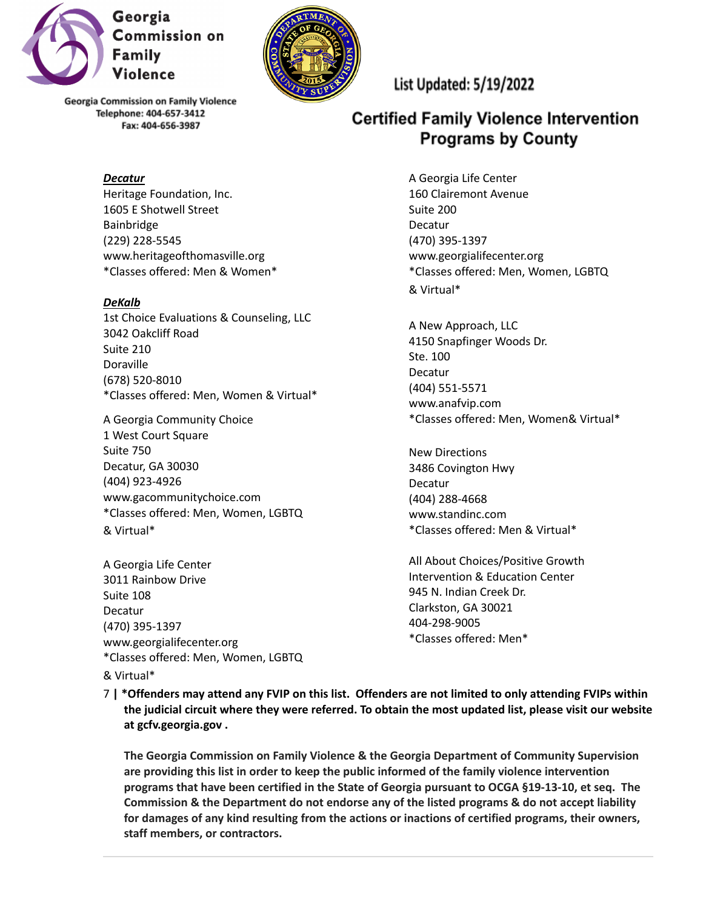**Georgia Commission on Family Violence**

Georgia Commission on Family Violence
Telephone: 404-657-3412
Fax: 404-656-3987

List Updated: 5/19/2022

# Certified Family Violence Intervention Programs by County

***Decatur***

Heritage Foundation, Inc.
1605 E Shotwell Street
Bainbridge
(229) 228-5545
www.heritageofthomasville.org
*Classes offered: Men & Women*

***DeKalb***

1st Choice Evaluations & Counseling, LLC
3042 Oakcliff Road
Suite 210
Doraville
(678) 520-8010
*Classes offered: Men, Women & Virtual*

A Georgia Community Choice
1 West Court Square
Suite 750
Decatur, GA 30030
(404) 923-4926
www.gacommunitychoice.com
*Classes offered: Men, Women, LGBTQ & Virtual*

A Georgia Life Center
3011 Rainbow Drive
Suite 108
Decatur
(470) 395-1397
www.georgialifecenter.org
*Classes offered: Men, Women, LGBTQ & Virtual*

A Georgia Life Center
160 Clairemont Avenue
Suite 200
Decatur
(470) 395-1397
www.georgialifecenter.org
*Classes offered: Men, Women, LGBTQ & Virtual*

A New Approach, LLC
4150 Snapfinger Woods Dr.
Ste. 100
Decatur
(404) 551-5571
www.anafvip.com
*Classes offered: Men, Women& Virtual*

New Directions
3486 Covington Hwy
Decatur
(404) 288-4668
www.standinc.com
*Classes offered: Men & Virtual*

All About Choices/Positive Growth Intervention & Education Center
945 N. Indian Creek Dr.
Clarkston, GA 30021
404-298-9005
*Classes offered: Men*

**\*Offenders may attend any FVIP on this list. Offenders are not limited to only attending FVIPs within the judicial circuit where they were referred. To obtain the most updated list, please visit our website at gcfv.georgia.gov .**

**The Georgia Commission on Family Violence & the Georgia Department of Community Supervision are providing this list in order to keep the public informed of the family violence intervention programs that have been certified in the State of Georgia pursuant to OCGA §19-13-10, et seq. The Commission & the Department do not endorse any of the listed programs & do not accept liability for damages of any kind resulting from the actions or inactions of certified programs, their owners, staff members, or contractors.**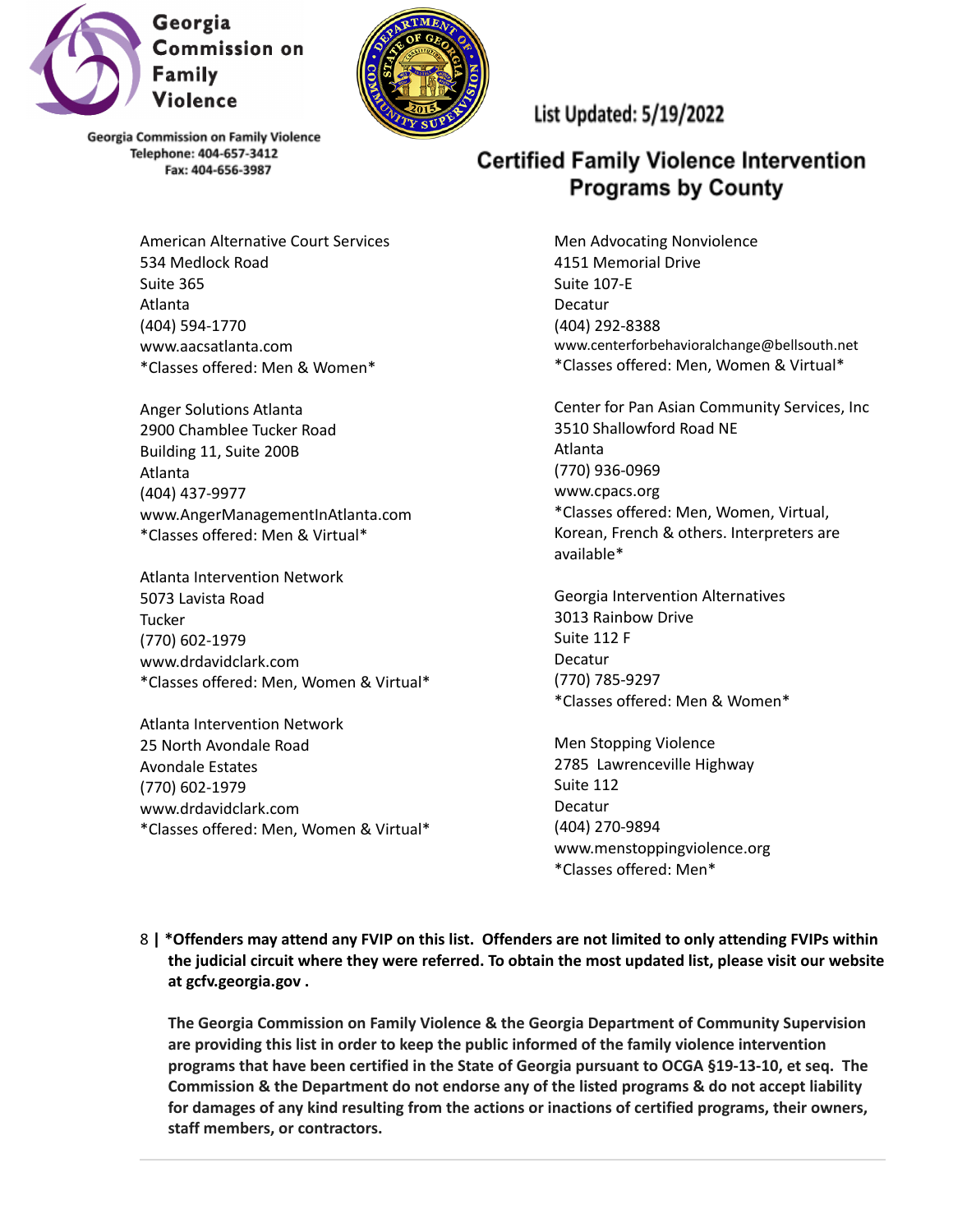Georgia Commission on Family Violence

Georgia Commission on Family Violence
Telephone: 404-657-3412
Fax: 404-656-3987

List Updated: 5/19/2022

# Certified Family Violence Intervention Programs by County

American Alternative Court Services
534 Medlock Road
Suite 365
Atlanta
(404) 594-1770
www.aacsatlanta.com
*Classes offered: Men & Women*

Anger Solutions Atlanta
2900 Chamblee Tucker Road
Building 11, Suite 200B
Atlanta
(404) 437-9977
www.AngerManagementInAtlanta.com
*Classes offered: Men & Virtual*

Atlanta Intervention Network
5073 Lavista Road
Tucker
(770) 602-1979
www.drdavidclark.com
*Classes offered: Men, Women & Virtual*

Atlanta Intervention Network
25 North Avondale Road
Avondale Estates
(770) 602-1979
www.drdavidclark.com
*Classes offered: Men, Women & Virtual*

Men Advocating Nonviolence
4151 Memorial Drive
Suite 107-E
Decatur
(404) 292-8388
www.centerforbehavioralchange@bellsouth.net
*Classes offered: Men, Women & Virtual*

Center for Pan Asian Community Services, Inc
3510 Shallowford Road NE
Atlanta
(770) 936-0969
www.cpacs.org
*Classes offered: Men, Women, Virtual, Korean, French & others. Interpreters are available*

Georgia Intervention Alternatives
3013 Rainbow Drive
Suite 112 F
Decatur
(770) 785-9297
*Classes offered: Men & Women*

Men Stopping Violence
2785 Lawrenceville Highway
Suite 112
Decatur
(404) 270-9894
www.menstoppingviolence.org
*Classes offered: Men*

**| *Offenders may attend any FVIP on this list. Offenders are not limited to only attending FVIPs within the judicial circuit where they were referred. To obtain the most updated list, please visit our website at gcfv.georgia.gov .**

**The Georgia Commission on Family Violence & the Georgia Department of Community Supervision are providing this list in order to keep the public informed of the family violence intervention programs that have been certified in the State of Georgia pursuant to OCGA §19-13-10, et seq. The Commission & the Department do not endorse any of the listed programs & do not accept liability for damages of any kind resulting from the actions or inactions of certified programs, their owners, staff members, or contractors.**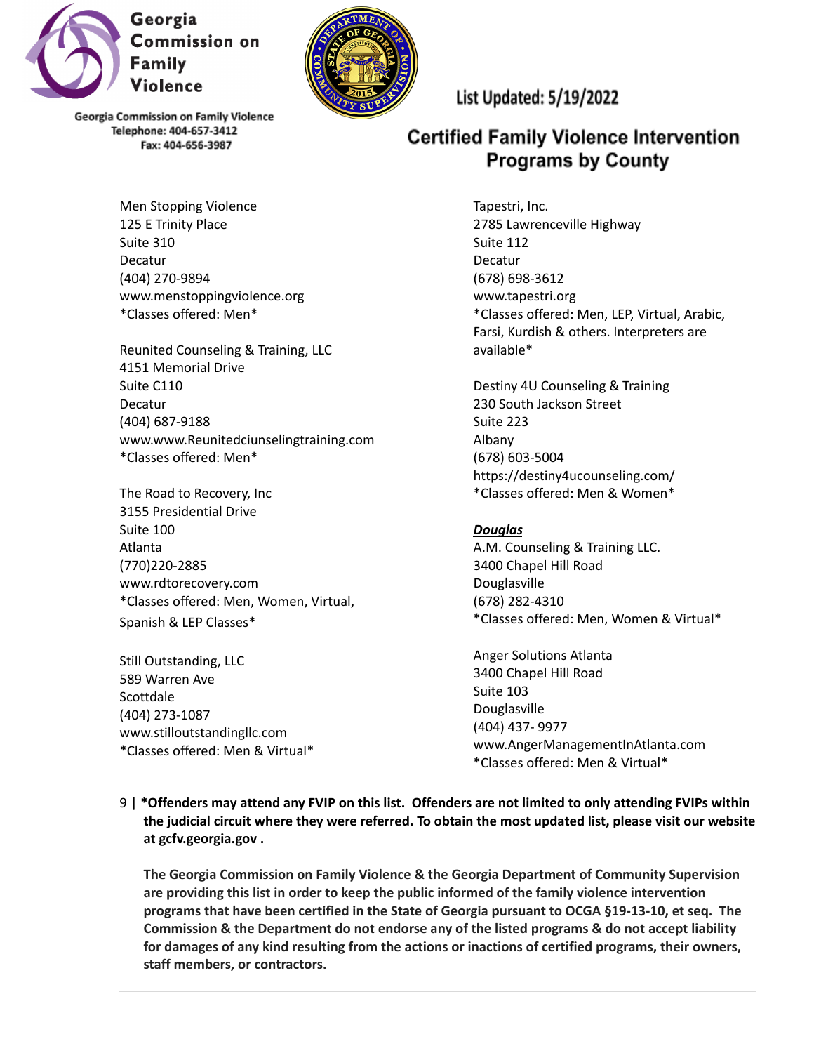Georgia Commission on Family Violence

Georgia Commission on Family Violence
Telephone: 404-657-3412
Fax: 404-656-3987

List Updated: 5/19/2022

# Certified Family Violence Intervention Programs by County

Men Stopping Violence
125 E Trinity Place
Suite 310
Decatur
(404) 270-9894
www.menstoppingviolence.org
*Classes offered: Men*

Reunited Counseling & Training, LLC
4151 Memorial Drive
Suite C110
Decatur
(404) 687-9188
www.www.Reunitedciunselingtraining.com
*Classes offered: Men*

The Road to Recovery, Inc
3155 Presidential Drive
Suite 100
Atlanta
(770)220-2885
www.rdtorecovery.com
*Classes offered: Men, Women, Virtual, Spanish & LEP Classes*

Still Outstanding, LLC
589 Warren Ave
Scottdale
(404) 273-1087
www.stilloutstandingllc.com
*Classes offered: Men & Virtual*

Tapestri, Inc.
2785 Lawrenceville Highway
Suite 112
Decatur
(678) 698-3612
www.tapestri.org
*Classes offered: Men, LEP, Virtual, Arabic, Farsi, Kurdish & others. Interpreters are available*

Destiny 4U Counseling & Training
230 South Jackson Street
Suite 223
Albany
(678) 603-5004
https://destiny4ucounseling.com/
*Classes offered: Men & Women*

***Douglas***

A.M. Counseling & Training LLC.
3400 Chapel Hill Road
Douglasville
(678) 282-4310
*Classes offered: Men, Women & Virtual*

Anger Solutions Atlanta
3400 Chapel Hill Road
Suite 103
Douglasville
(404) 437- 9977
www.AngerManagementInAtlanta.com
*Classes offered: Men & Virtual*

**\*Offenders may attend any FVIP on this list. Offenders are not limited to only attending FVIPs within the judicial circuit where they were referred. To obtain the most updated list, please visit our website at gcfv.georgia.gov .**

**The Georgia Commission on Family Violence & the Georgia Department of Community Supervision are providing this list in order to keep the public informed of the family violence intervention programs that have been certified in the State of Georgia pursuant to OCGA §19-13-10, et seq. The Commission & the Department do not endorse any of the listed programs & do not accept liability for damages of any kind resulting from the actions or inactions of certified programs, their owners, staff members, or contractors.**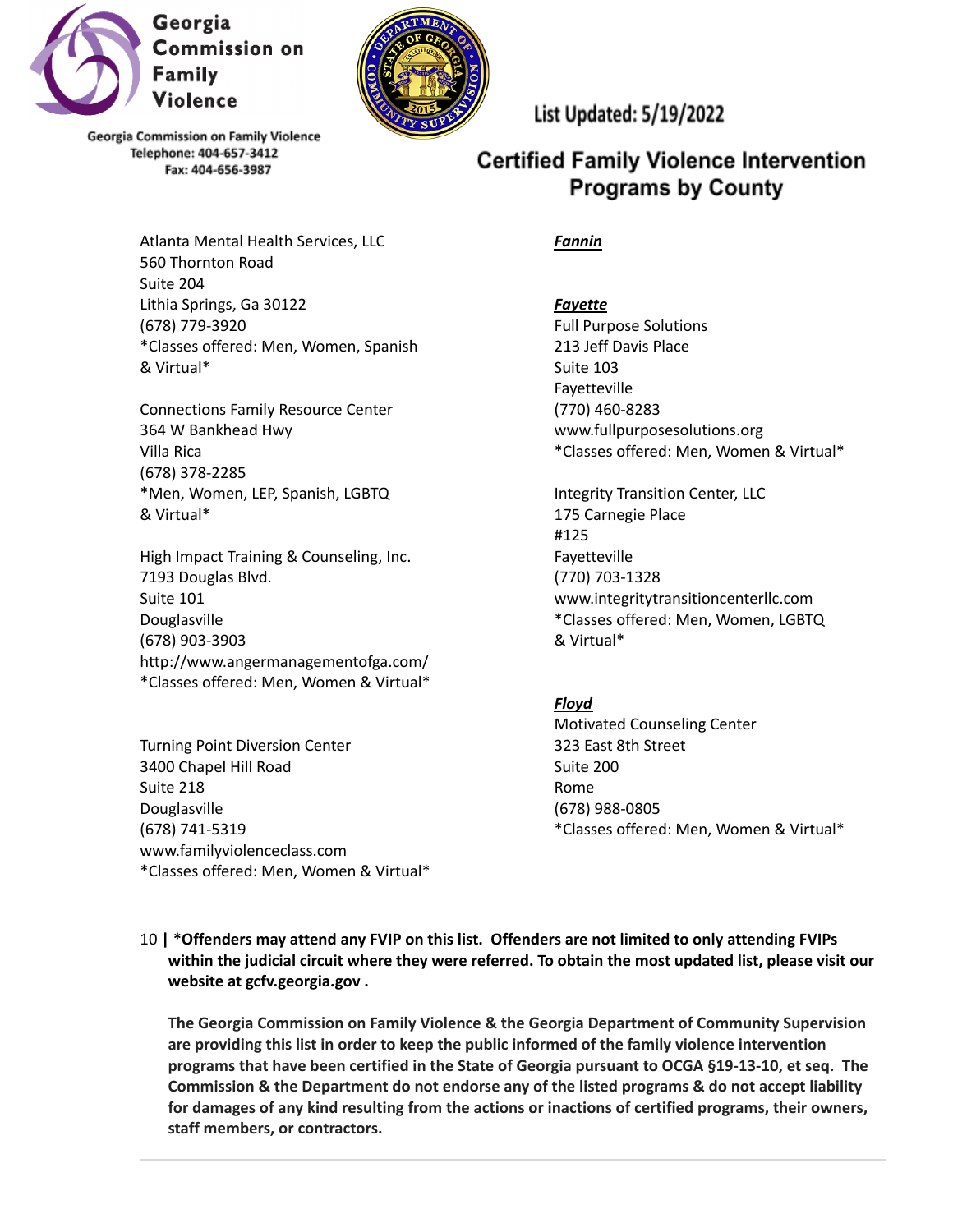Georgia Commission on Family Violence
Telephone: 404-657-3412
Fax: 404-656-3987

List Updated: 5/19/2022

## Certified Family Violence Intervention Programs by County

Atlanta Mental Health Services, LLC
560 Thornton Road
Suite 204
Lithia Springs, Ga 30122
(678) 779-3920
*Classes offered: Men, Women, Spanish & Virtual*

Connections Family Resource Center
364 W Bankhead Hwy
Villa Rica
(678) 378-2285
*Men, Women, LEP, Spanish, LGBTQ & Virtual*

High Impact Training & Counseling, Inc.
7193 Douglas Blvd.
Suite 101
Douglasville
(678) 903-3903
http://www.angermanagementofga.com/
*Classes offered: Men, Women & Virtual*

Turning Point Diversion Center
3400 Chapel Hill Road
Suite 218
Douglasville
(678) 741-5319
www.familyviolenceclass.com
*Classes offered: Men, Women & Virtual*

***Fannin***

***Fayette***

Full Purpose Solutions
213 Jeff Davis Place
Suite 103
Fayetteville
(770) 460-8283
www.fullpurposesolutions.org
*Classes offered: Men, Women & Virtual*

Integrity Transition Center, LLC
175 Carnegie Place
#125
Fayetteville
(770) 703-1328
www.integritytransitioncenterllc.com
*Classes offered: Men, Women, LGBTQ & Virtual*

***Floyd***

Motivated Counseling Center
323 East 8th Street
Suite 200
Rome
(678) 988-0805
*Classes offered: Men, Women & Virtual*

**\*Offenders may attend any FVIP on this list. Offenders are not limited to only attending FVIPs within the judicial circuit where they were referred. To obtain the most updated list, please visit our website at gcfv.georgia.gov .**

**The Georgia Commission on Family Violence & the Georgia Department of Community Supervision are providing this list in order to keep the public informed of the family violence intervention programs that have been certified in the State of Georgia pursuant to OCGA §19-13-10, et seq. The Commission & the Department do not endorse any of the listed programs & do not accept liability for damages of any kind resulting from the actions or inactions of certified programs, their owners, staff members, or contractors.**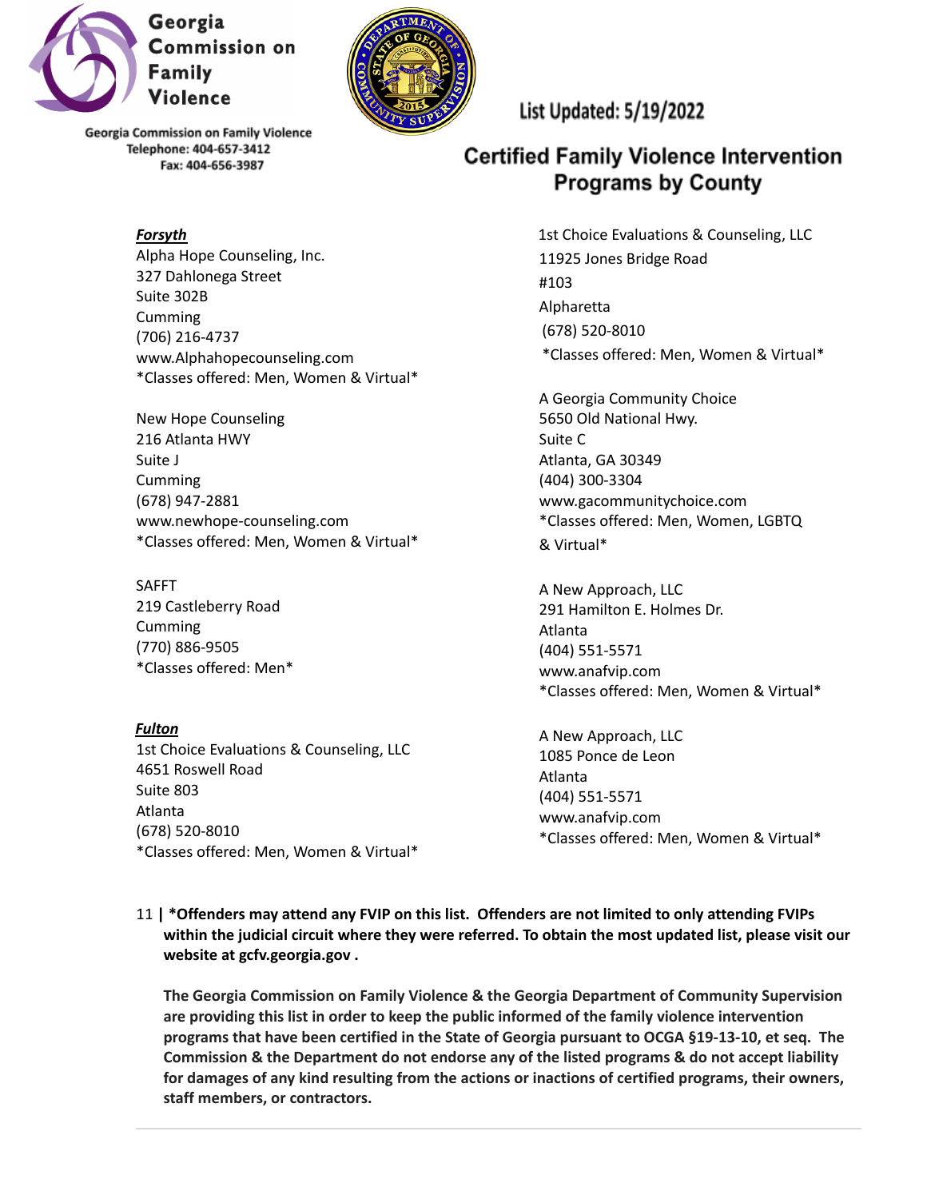Georgia Commission on Family Violence

Georgia Commission on Family Violence
Telephone: 404-657-3412
Fax: 404-656-3987

List Updated: 5/19/2022

# Certified Family Violence Intervention Programs by County

***Forsyth***

Alpha Hope Counseling, Inc.
327 Dahlonega Street
Suite 302B
Cumming
(706) 216-4737
www.Alphahopecounseling.com
*Classes offered: Men, Women & Virtual*

New Hope Counseling
216 Atlanta HWY
Suite J
Cumming
(678) 947-2881
www.newhope-counseling.com
*Classes offered: Men, Women & Virtual*

SAFFT
219 Castleberry Road
Cumming
(770) 886-9505
*Classes offered: Men*

***Fulton***

1st Choice Evaluations & Counseling, LLC
4651 Roswell Road
Suite 803
Atlanta
(678) 520-8010
*Classes offered: Men, Women & Virtual*

1st Choice Evaluations & Counseling, LLC
11925 Jones Bridge Road
#103
Alpharetta
(678) 520-8010
*Classes offered: Men, Women & Virtual*

A Georgia Community Choice
5650 Old National Hwy.
Suite C
Atlanta, GA 30349
(404) 300-3304
www.gacommunitychoice.com
*Classes offered: Men, Women, LGBTQ & Virtual*

A New Approach, LLC
291 Hamilton E. Holmes Dr.
Atlanta
(404) 551-5571
www.anafvip.com
*Classes offered: Men, Women & Virtual*

A New Approach, LLC
1085 Ponce de Leon
Atlanta
(404) 551-5571
www.anafvip.com
*Classes offered: Men, Women & Virtual*

**\*Offenders may attend any FVIP on this list. Offenders are not limited to only attending FVIPs within the judicial circuit where they were referred. To obtain the most updated list, please visit our website at gcfv.georgia.gov .**

**The Georgia Commission on Family Violence & the Georgia Department of Community Supervision are providing this list in order to keep the public informed of the family violence intervention programs that have been certified in the State of Georgia pursuant to OCGA §19-13-10, et seq. The Commission & the Department do not endorse any of the listed programs & do not accept liability for damages of any kind resulting from the actions or inactions of certified programs, their owners, staff members, or contractors.**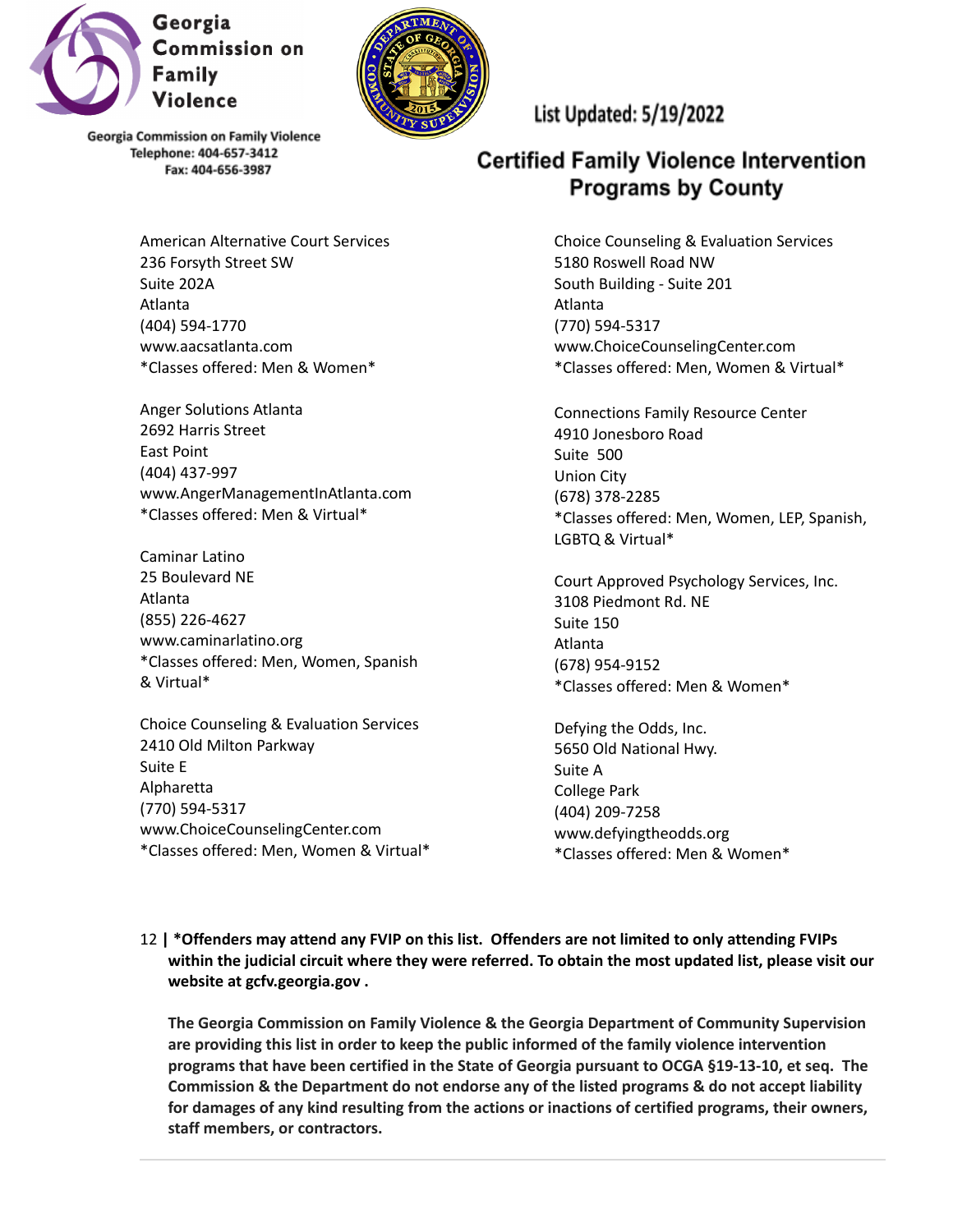Georgia Commission on Family Violence

Georgia Commission on Family Violence
Telephone: 404-657-3412
Fax: 404-656-3987

List Updated: 5/19/2022

## Certified Family Violence Intervention Programs by County

American Alternative Court Services
236 Forsyth Street SW
Suite 202A
Atlanta
(404) 594-1770
www.aacsatlanta.com
*Classes offered: Men & Women*

Anger Solutions Atlanta
2692 Harris Street
East Point
(404) 437-997
www.AngerManagementInAtlanta.com
*Classes offered: Men & Virtual*

Caminar Latino
25 Boulevard NE
Atlanta
(855) 226-4627
www.caminarlatino.org
*Classes offered: Men, Women, Spanish & Virtual*

Choice Counseling & Evaluation Services
2410 Old Milton Parkway
Suite E
Alpharetta
(770) 594-5317
www.ChoiceCounselingCenter.com
*Classes offered: Men, Women & Virtual*

Choice Counseling & Evaluation Services
5180 Roswell Road NW
South Building - Suite 201
Atlanta
(770) 594-5317
www.ChoiceCounselingCenter.com
*Classes offered: Men, Women & Virtual*

Connections Family Resource Center
4910 Jonesboro Road
Suite 500
Union City
(678) 378-2285
*Classes offered: Men, Women, LEP, Spanish, LGBTQ & Virtual*

Court Approved Psychology Services, Inc.
3108 Piedmont Rd. NE
Suite 150
Atlanta
(678) 954-9152
*Classes offered: Men & Women*

Defying the Odds, Inc.
5650 Old National Hwy.
Suite A
College Park
(404) 209-7258
www.defyingtheodds.org
*Classes offered: Men & Women*

**\*Offenders may attend any FVIP on this list. Offenders are not limited to only attending FVIPs within the judicial circuit where they were referred. To obtain the most updated list, please visit our website at gcfv.georgia.gov .**

**The Georgia Commission on Family Violence & the Georgia Department of Community Supervision are providing this list in order to keep the public informed of the family violence intervention programs that have been certified in the State of Georgia pursuant to OCGA §19-13-10, et seq. The Commission & the Department do not endorse any of the listed programs & do not accept liability for damages of any kind resulting from the actions or inactions of certified programs, their owners, staff members, or contractors.**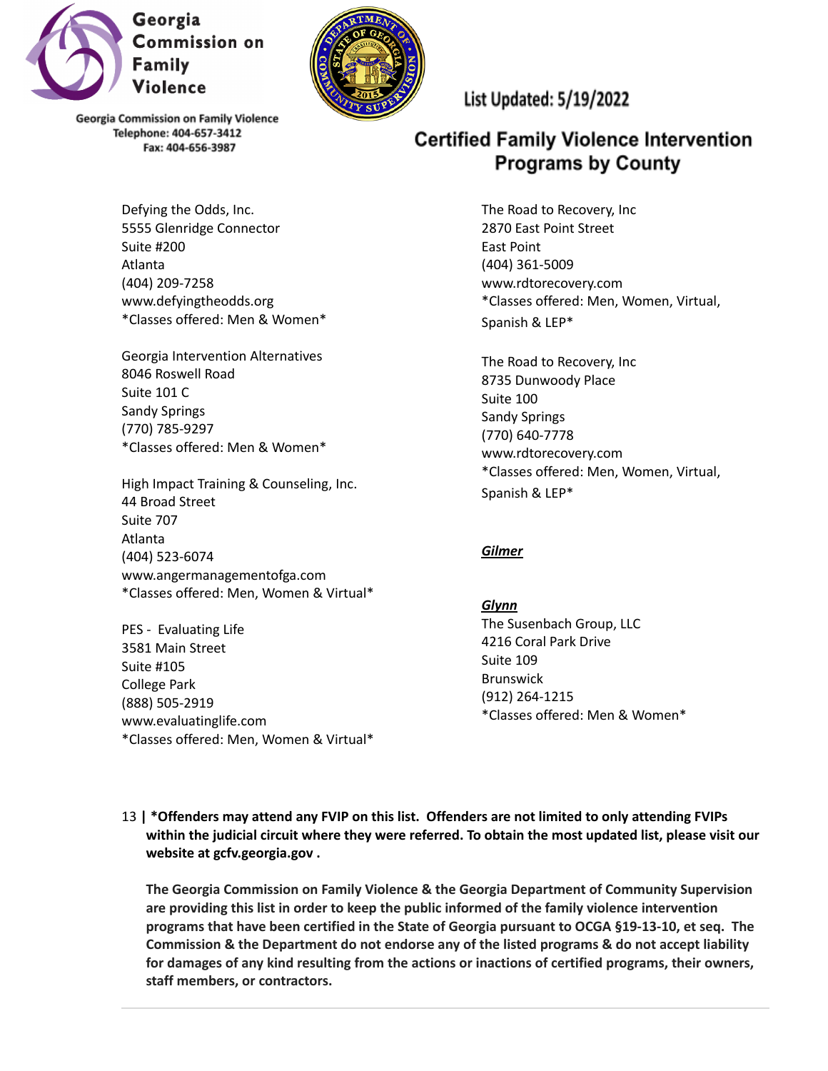Defying the Odds, Inc.
5555 Glenridge Connector
Suite #200
Atlanta
(404) 209-7258
www.defyingtheodds.org
*Classes offered: Men & Women*

Georgia Intervention Alternatives
8046 Roswell Road
Suite 101 C
Sandy Springs
(770) 785-9297
*Classes offered: Men & Women*

High Impact Training & Counseling, Inc.
44 Broad Street
Suite 707
Atlanta
(404) 523-6074
www.angermanagementofga.com
*Classes offered: Men, Women & Virtual*

PES - Evaluating Life
3581 Main Street
Suite #105
College Park
(888) 505-2919
www.evaluatinglife.com
*Classes offered: Men, Women & Virtual*

The Road to Recovery, Inc
2870 East Point Street
East Point
(404) 361-5009
www.rdtorecovery.com
*Classes offered: Men, Women, Virtual, Spanish & LEP*

The Road to Recovery, Inc
8735 Dunwoody Place
Suite 100
Sandy Springs
(770) 640-7778
www.rdtorecovery.com
*Classes offered: Men, Women, Virtual, Spanish & LEP*

***Gilmer***

***Glynn***

The Susenbach Group, LLC
4216 Coral Park Drive
Suite 109
Brunswick
(912) 264-1215
*Classes offered: Men & Women*

**\*Offenders may attend any FVIP on this list. Offenders are not limited to only attending FVIPs within the judicial circuit where they were referred. To obtain the most updated list, please visit our website at gcfv.georgia.gov .**

**The Georgia Commission on Family Violence & the Georgia Department of Community Supervision are providing this list in order to keep the public informed of the family violence intervention programs that have been certified in the State of Georgia pursuant to OCGA §19-13-10, et seq. The Commission & the Department do not endorse any of the listed programs & do not accept liability for damages of any kind resulting from the actions or inactions of certified programs, their owners, staff members, or contractors.**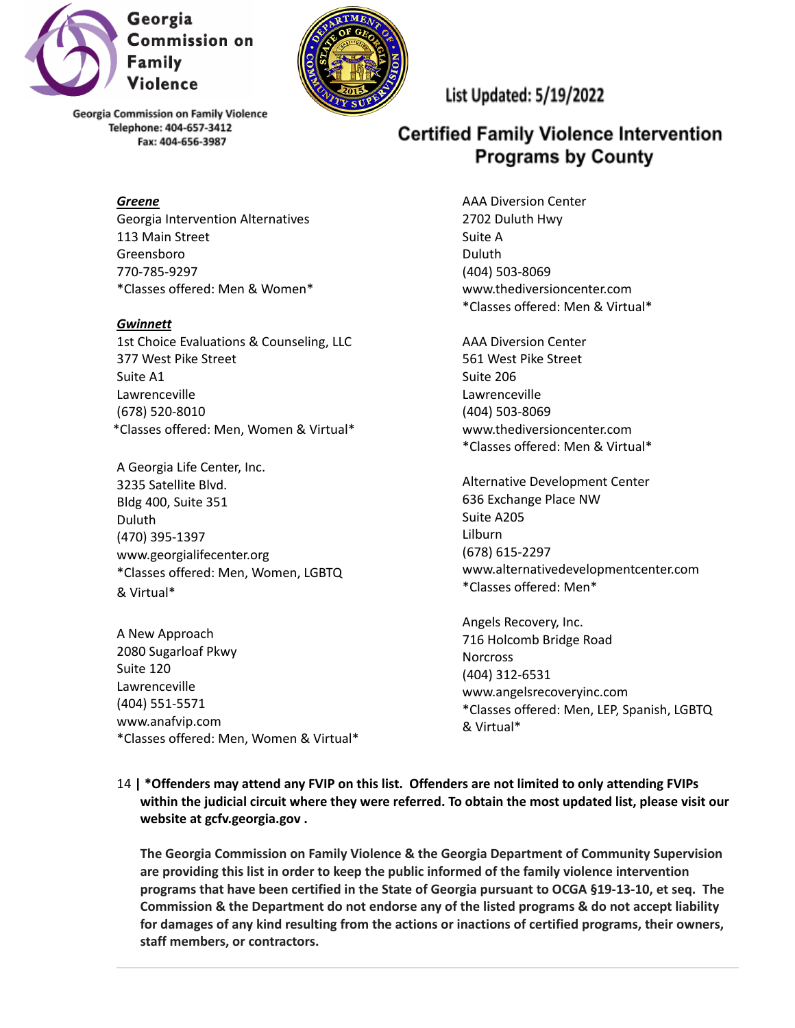Georgia Commission on Family Violence
Telephone: 404-657-3412
Fax: 404-656-3987

List Updated: 5/19/2022

# Certified Family Violence Intervention Programs by County

***Greene***

Georgia Intervention Alternatives
113 Main Street
Greensboro
770-785-9297
*Classes offered: Men & Women*

***Gwinnett***

1st Choice Evaluations & Counseling, LLC
377 West Pike Street
Suite A1
Lawrenceville
(678) 520-8010
*Classes offered: Men, Women & Virtual*

A Georgia Life Center, Inc.
3235 Satellite Blvd.
Bldg 400, Suite 351
Duluth
(470) 395-1397
www.georgialifecenter.org
*Classes offered: Men, Women, LGBTQ & Virtual*

A New Approach
2080 Sugarloaf Pkwy
Suite 120
Lawrenceville
(404) 551-5571
www.anafvip.com
*Classes offered: Men, Women & Virtual*

AAA Diversion Center
2702 Duluth Hwy
Suite A
Duluth
(404) 503-8069
www.thediversioncenter.com
*Classes offered: Men & Virtual*

AAA Diversion Center
561 West Pike Street
Suite 206
Lawrenceville
(404) 503-8069
www.thediversioncenter.com
*Classes offered: Men & Virtual*

Alternative Development Center
636 Exchange Place NW
Suite A205
Lilburn
(678) 615-2297
www.alternativedevelopmentcenter.com
*Classes offered: Men*

Angels Recovery, Inc.
716 Holcomb Bridge Road
Norcross
(404) 312-6531
www.angelsrecoveryinc.com
*Classes offered: Men, LEP, Spanish, LGBTQ & Virtual*

**\*Offenders may attend any FVIP on this list. Offenders are not limited to only attending FVIPs within the judicial circuit where they were referred. To obtain the most updated list, please visit our website at gcfv.georgia.gov .**

**The Georgia Commission on Family Violence & the Georgia Department of Community Supervision are providing this list in order to keep the public informed of the family violence intervention programs that have been certified in the State of Georgia pursuant to OCGA §19-13-10, et seq. The Commission & the Department do not endorse any of the listed programs & do not accept liability for damages of any kind resulting from the actions or inactions of certified programs, their owners, staff members, or contractors.**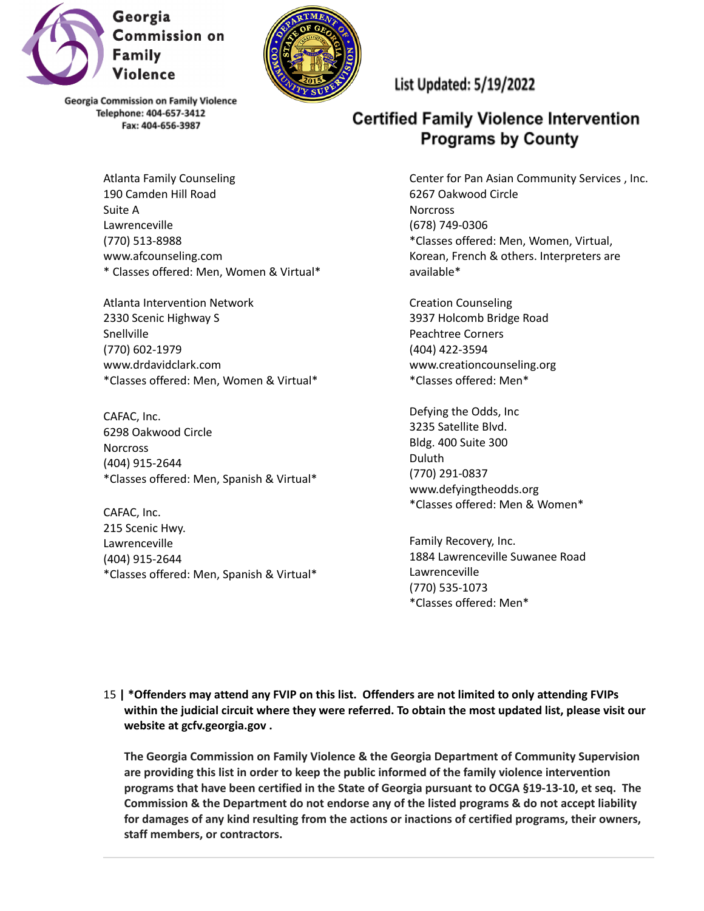Georgia Commission on Family Violence

Georgia Commission on Family Violence
Telephone: 404-657-3412
Fax: 404-656-3987

List Updated: 5/19/2022

## Certified Family Violence Intervention Programs by County

Atlanta Family Counseling
190 Camden Hill Road
Suite A
Lawrenceville
(770) 513-8988
www.afcounseling.com
* Classes offered: Men, Women & Virtual*

Atlanta Intervention Network
2330 Scenic Highway S
Snellville
(770) 602-1979
www.drdavidclark.com
*Classes offered: Men, Women & Virtual*

CAFAC, Inc.
6298 Oakwood Circle
Norcross
(404) 915-2644
*Classes offered: Men, Spanish & Virtual*

CAFAC, Inc.
215 Scenic Hwy.
Lawrenceville
(404) 915-2644
*Classes offered: Men, Spanish & Virtual*

Center for Pan Asian Community Services , Inc.
6267 Oakwood Circle
Norcross
(678) 749-0306
*Classes offered: Men, Women, Virtual, Korean, French & others. Interpreters are available*

Creation Counseling
3937 Holcomb Bridge Road
Peachtree Corners
(404) 422-3594
www.creationcounseling.org
*Classes offered: Men*

Defying the Odds, Inc
3235 Satellite Blvd.
Bldg. 400 Suite 300
Duluth
(770) 291-0837
www.defyingtheodds.org
*Classes offered: Men & Women*

Family Recovery, Inc.
1884 Lawrenceville Suwanee Road
Lawrenceville
(770) 535-1073
*Classes offered: Men*

**\*Offenders may attend any FVIP on this list. Offenders are not limited to only attending FVIPs within the judicial circuit where they were referred. To obtain the most updated list, please visit our website at gcfv.georgia.gov .**

**The Georgia Commission on Family Violence & the Georgia Department of Community Supervision are providing this list in order to keep the public informed of the family violence intervention programs that have been certified in the State of Georgia pursuant to OCGA §19-13-10, et seq. The Commission & the Department do not endorse any of the listed programs & do not accept liability for damages of any kind resulting from the actions or inactions of certified programs, their owners, staff members, or contractors.**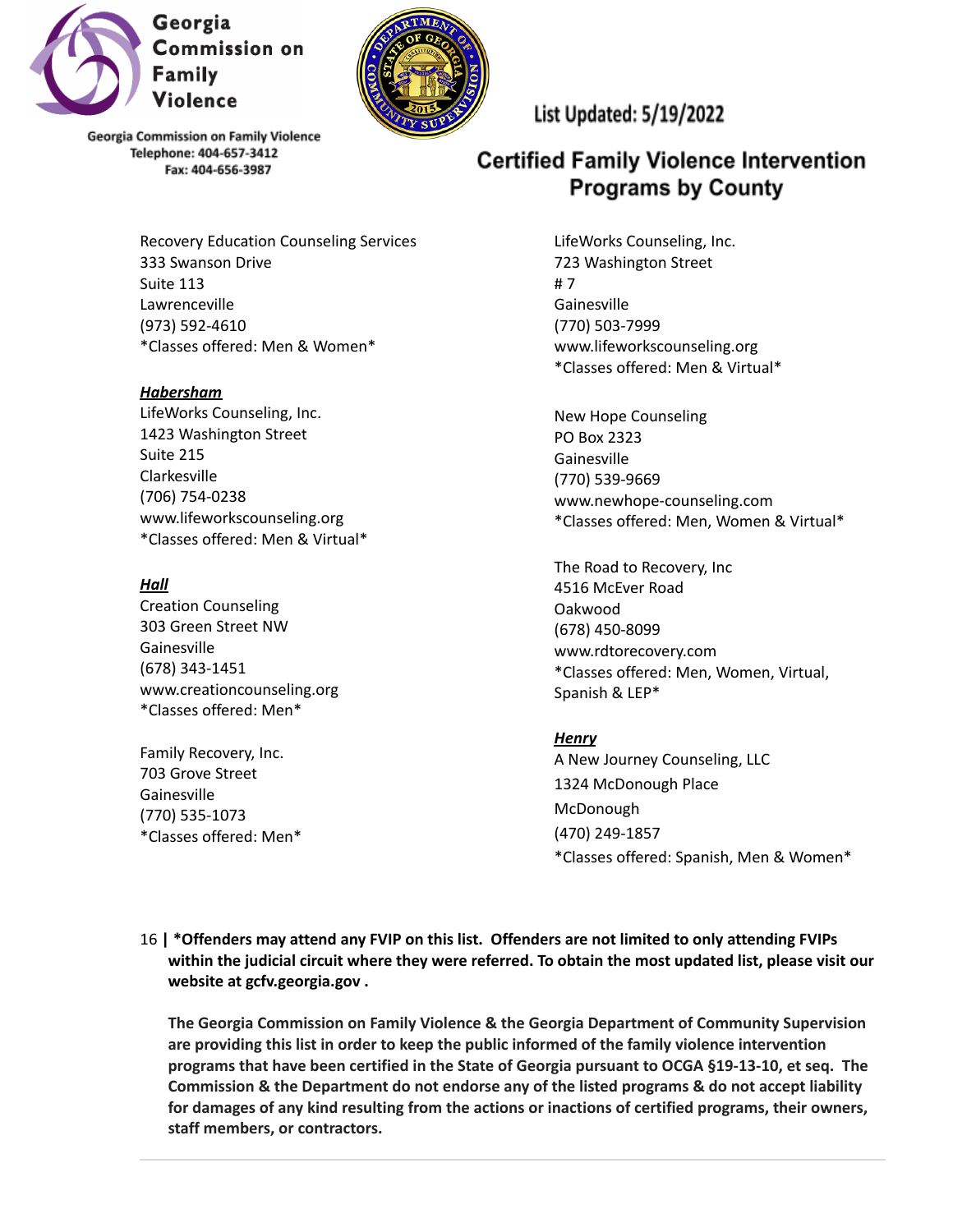Georgia Commission on Family Violence
Telephone: 404-657-3412
Fax: 404-656-3987

List Updated: 5/19/2022

## Certified Family Violence Intervention Programs by County

Recovery Education Counseling Services
333 Swanson Drive
Suite 113
Lawrenceville
(973) 592-4610
*Classes offered: Men & Women*

***Habersham***

LifeWorks Counseling, Inc.
1423 Washington Street
Suite 215
Clarkesville
(706) 754-0238
www.lifeworkscounseling.org
*Classes offered: Men & Virtual*

***Hall***

Creation Counseling
303 Green Street NW
Gainesville
(678) 343-1451
www.creationcounseling.org
*Classes offered: Men*

Family Recovery, Inc.
703 Grove Street
Gainesville
(770) 535-1073
*Classes offered: Men*

LifeWorks Counseling, Inc.
723 Washington Street
# 7
Gainesville
(770) 503-7999
www.lifeworkscounseling.org
*Classes offered: Men & Virtual*

New Hope Counseling
PO Box 2323
Gainesville
(770) 539-9669
www.newhope-counseling.com
*Classes offered: Men, Women & Virtual*

The Road to Recovery, Inc
4516 McEver Road
Oakwood
(678) 450-8099
www.rdtorecovery.com
*Classes offered: Men, Women, Virtual, Spanish & LEP*

***Henry***

A New Journey Counseling, LLC
1324 McDonough Place
McDonough
(470) 249-1857
*Classes offered: Spanish, Men & Women*

**\*Offenders may attend any FVIP on this list. Offenders are not limited to only attending FVIPs within the judicial circuit where they were referred. To obtain the most updated list, please visit our website at gcfv.georgia.gov .**

**The Georgia Commission on Family Violence & the Georgia Department of Community Supervision are providing this list in order to keep the public informed of the family violence intervention programs that have been certified in the State of Georgia pursuant to OCGA §19-13-10, et seq. The Commission & the Department do not endorse any of the listed programs & do not accept liability for damages of any kind resulting from the actions or inactions of certified programs, their owners, staff members, or contractors.**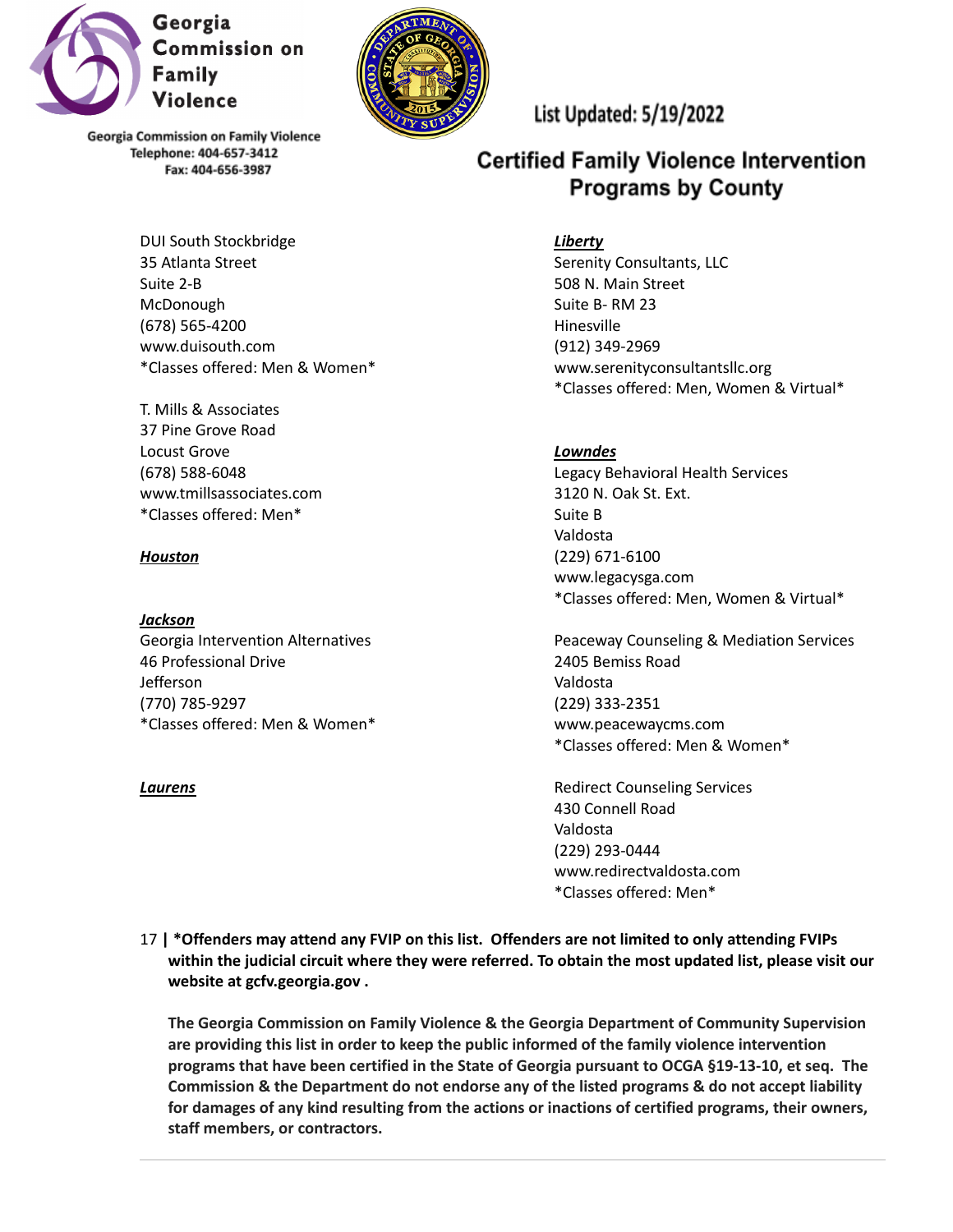Georgia Commission on Family Violence

Georgia Commission on Family Violence
Telephone: 404-657-3412
Fax: 404-656-3987

List Updated: 5/19/2022

# Certified Family Violence Intervention Programs by County

DUI South Stockbridge
35 Atlanta Street
Suite 2-B
McDonough
(678) 565-4200
www.duisouth.com
*Classes offered: Men & Women*

T. Mills & Associates
37 Pine Grove Road
Locust Grove
(678) 588-6048
www.tmillsassociates.com
*Classes offered: Men*

***Houston***

***Jackson***

Georgia Intervention Alternatives
46 Professional Drive
Jefferson
(770) 785-9297
*Classes offered: Men & Women*

***Laurens***

***Liberty***

Serenity Consultants, LLC
508 N. Main Street
Suite B- RM 23
Hinesville
(912) 349-2969
www.serenityconsultantsllc.org
*Classes offered: Men, Women & Virtual*

***Lowndes***

Legacy Behavioral Health Services
3120 N. Oak St. Ext.
Suite B
Valdosta
(229) 671-6100
www.legacysga.com
*Classes offered: Men, Women & Virtual*

Peaceway Counseling & Mediation Services
2405 Bemiss Road
Valdosta
(229) 333-2351
www.peacewaycms.com
*Classes offered: Men & Women*

Redirect Counseling Services
430 Connell Road
Valdosta
(229) 293-0444
www.redirectvaldosta.com
*Classes offered: Men*

**\*Offenders may attend any FVIP on this list. Offenders are not limited to only attending FVIPs within the judicial circuit where they were referred. To obtain the most updated list, please visit our website at gcfv.georgia.gov .**

**The Georgia Commission on Family Violence & the Georgia Department of Community Supervision are providing this list in order to keep the public informed of the family violence intervention programs that have been certified in the State of Georgia pursuant to OCGA §19-13-10, et seq. The Commission & the Department do not endorse any of the listed programs & do not accept liability for damages of any kind resulting from the actions or inactions of certified programs, their owners, staff members, or contractors.**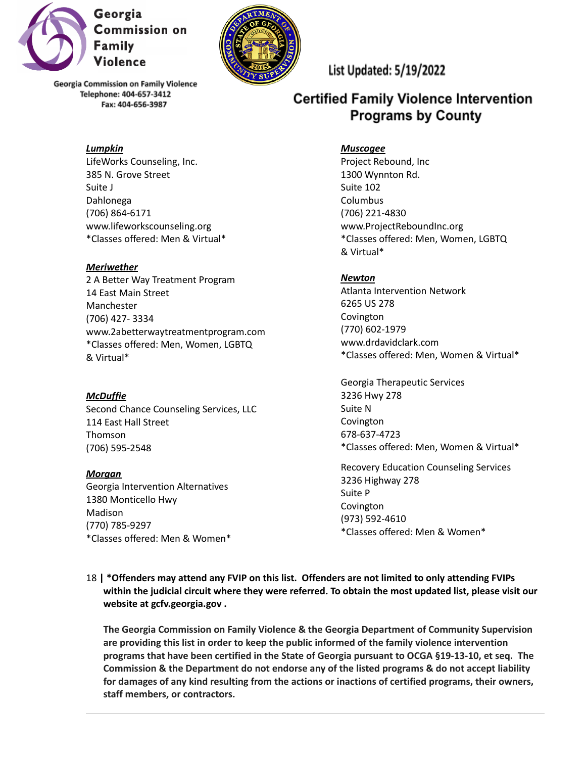Georgia Commission on Family Violence
Telephone: 404-657-3412
Fax: 404-656-3987

List Updated: 5/19/2022

# Certified Family Violence Intervention Programs by County

***Lumpkin***
LifeWorks Counseling, Inc.
385 N. Grove Street
Suite J
Dahlonega
(706) 864-6171
www.lifeworkscounseling.org
*Classes offered: Men & Virtual*

***Meriwether***
2 A Better Way Treatment Program
14 East Main Street
Manchester
(706) 427- 3334
www.2abetterwaytreatmentprogram.com
*Classes offered: Men, Women, LGBTQ & Virtual*

***McDuffie***
Second Chance Counseling Services, LLC
114 East Hall Street
Thomson
(706) 595-2548

***Morgan***
Georgia Intervention Alternatives
1380 Monticello Hwy
Madison
(770) 785-9297
*Classes offered: Men & Women*

***Muscogee***
Project Rebound, Inc
1300 Wynnton Rd.
Suite 102
Columbus
(706) 221-4830
www.ProjectReboundInc.org
*Classes offered: Men, Women, LGBTQ & Virtual*

***Newton***
Atlanta Intervention Network
6265 US 278
Covington
(770) 602-1979
www.drdavidclark.com
*Classes offered: Men, Women & Virtual*

Georgia Therapeutic Services
3236 Hwy 278
Suite N
Covington
678-637-4723
*Classes offered: Men, Women & Virtual*

Recovery Education Counseling Services
3236 Highway 278
Suite P
Covington
(973) 592-4610
*Classes offered: Men & Women*

**\*Offenders may attend any FVIP on this list. Offenders are not limited to only attending FVIPs within the judicial circuit where they were referred. To obtain the most updated list, please visit our website at gcfv.georgia.gov .**

**The Georgia Commission on Family Violence & the Georgia Department of Community Supervision are providing this list in order to keep the public informed of the family violence intervention programs that have been certified in the State of Georgia pursuant to OCGA §19-13-10, et seq. The Commission & the Department do not endorse any of the listed programs & do not accept liability for damages of any kind resulting from the actions or inactions of certified programs, their owners, staff members, or contractors.**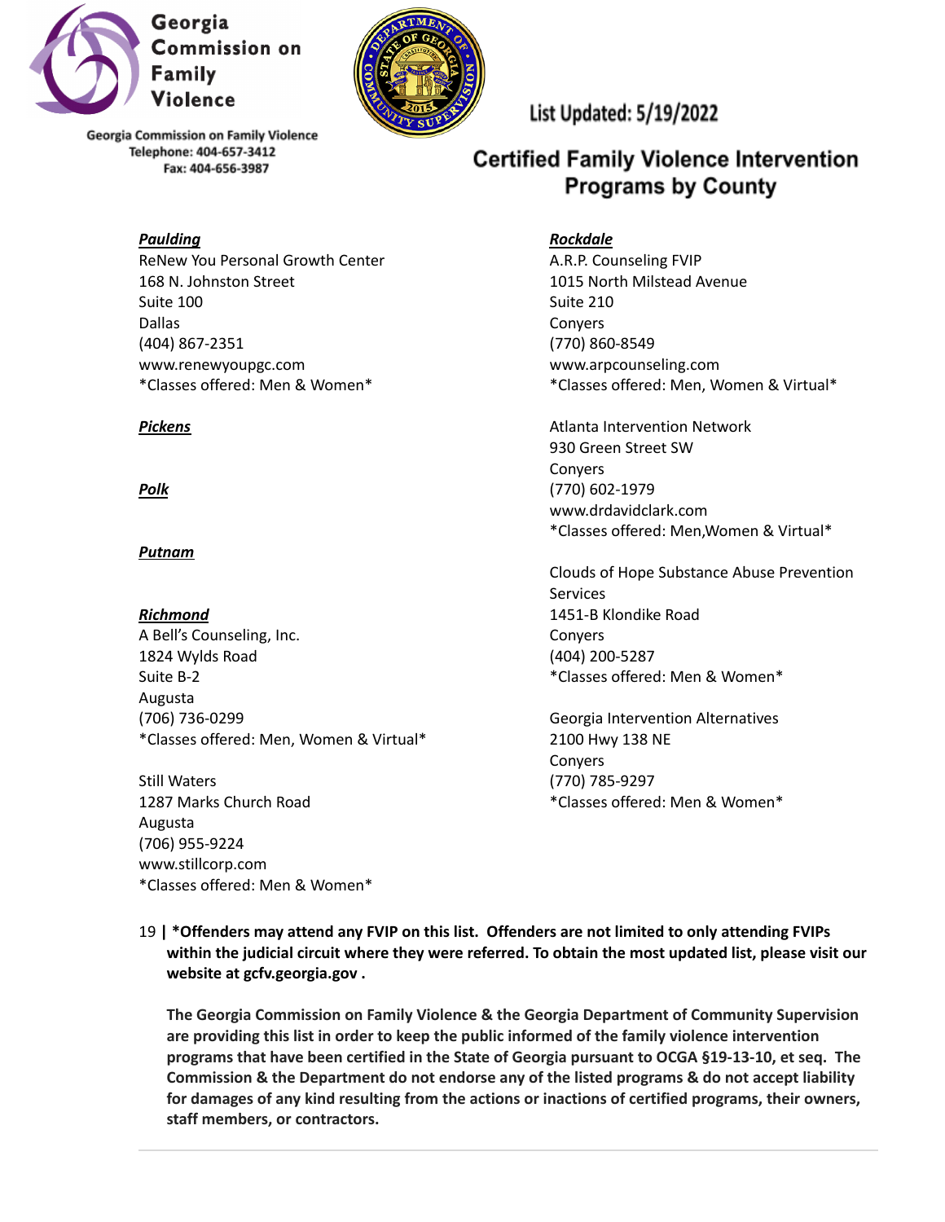Georgia Commission on Family Violence

Georgia Commission on Family Violence
Telephone: 404-657-3412
Fax: 404-656-3987

List Updated: 5/19/2022

# Certified Family Violence Intervention Programs by County

***Paulding***

ReNew You Personal Growth Center
168 N. Johnston Street
Suite 100
Dallas
(404) 867-2351
www.renewyoupgc.com
*Classes offered: Men & Women*

***Pickens***

***Polk***

***Putnam***

***Richmond***

A Bell's Counseling, Inc.
1824 Wylds Road
Suite B-2
Augusta
(706) 736-0299
*Classes offered: Men, Women & Virtual*

Still Waters
1287 Marks Church Road
Augusta
(706) 955-9224
www.stillcorp.com
*Classes offered: Men & Women*

***Rockdale***

A.R.P. Counseling FVIP
1015 North Milstead Avenue
Suite 210
Conyers
(770) 860-8549
www.arpcounseling.com
*Classes offered: Men, Women & Virtual*

Atlanta Intervention Network
930 Green Street SW
Conyers
(770) 602-1979
www.drdavidclark.com
*Classes offered: Men,Women & Virtual*

Clouds of Hope Substance Abuse Prevention Services
1451-B Klondike Road
Conyers
(404) 200-5287
*Classes offered: Men & Women*

Georgia Intervention Alternatives
2100 Hwy 138 NE
Conyers
(770) 785-9297
*Classes offered: Men & Women*

**\*Offenders may attend any FVIP on this list. Offenders are not limited to only attending FVIPs within the judicial circuit where they were referred. To obtain the most updated list, please visit our website at gcfv.georgia.gov .**

**The Georgia Commission on Family Violence & the Georgia Department of Community Supervision are providing this list in order to keep the public informed of the family violence intervention programs that have been certified in the State of Georgia pursuant to OCGA §19-13-10, et seq. The Commission & the Department do not endorse any of the listed programs & do not accept liability for damages of any kind resulting from the actions or inactions of certified programs, their owners, staff members, or contractors.**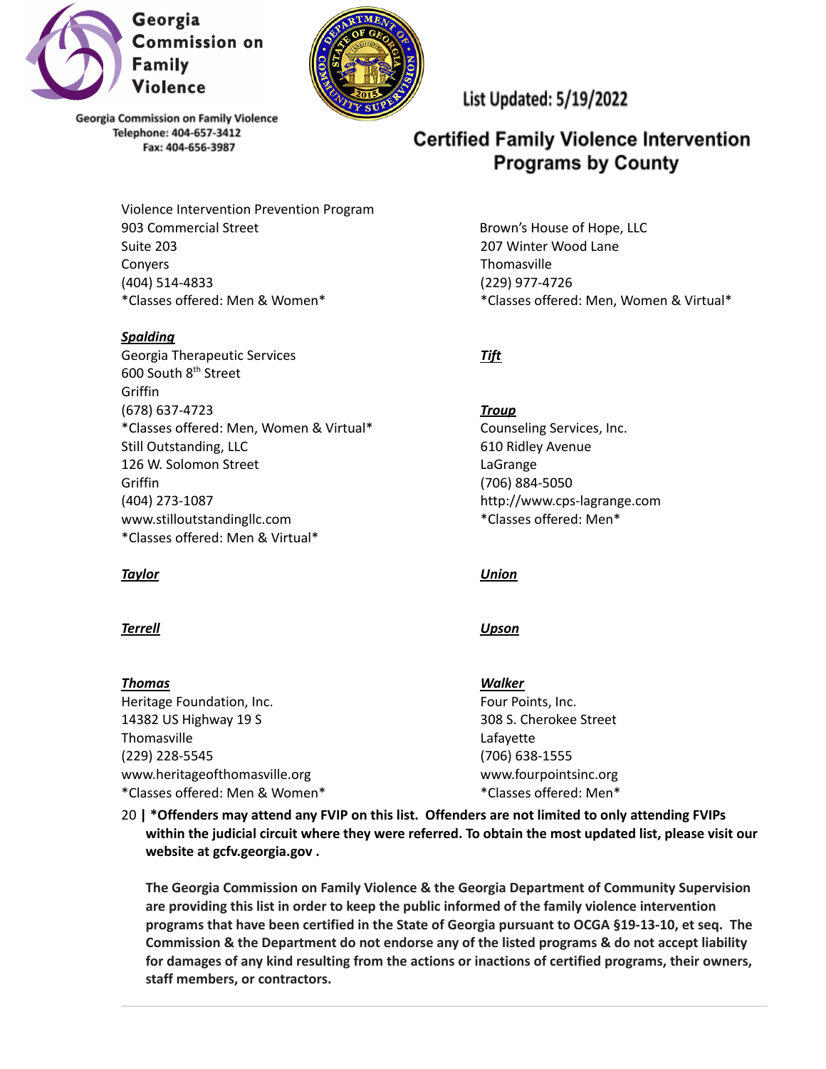Georgia Commission on Family Violence

Georgia Commission on Family Violence
Telephone: 404-657-3412
Fax: 404-656-3987

List Updated: 5/19/2022

# Certified Family Violence Intervention Programs by County

Violence Intervention Prevention Program
903 Commercial Street
Suite 203
Conyers
(404) 514-4833
*Classes offered: Men & Women*

***Spalding***

Georgia Therapeutic Services
600 South 8th Street
Griffin
(678) 637-4723
*Classes offered: Men, Women & Virtual*

Still Outstanding, LLC
126 W. Solomon Street
Griffin
(404) 273-1087
www.stilloutstandingllc.com
*Classes offered: Men & Virtual*

***Taylor***

***Terrell***

***Thomas***

Heritage Foundation, Inc.
14382 US Highway 19 S
Thomasville
(229) 228-5545
www.heritageofthomasville.org
*Classes offered: Men & Women*

Brown's House of Hope, LLC
207 Winter Wood Lane
Thomasville
(229) 977-4726
*Classes offered: Men, Women & Virtual*

***Tift***

***Troup***

Counseling Services, Inc.
610 Ridley Avenue
LaGrange
(706) 884-5050
http://www.cps-lagrange.com
*Classes offered: Men*

***Union***

***Upson***

***Walker***

Four Points, Inc.
308 S. Cherokee Street
Lafayette
(706) 638-1555
www.fourpointsinc.org
*Classes offered: Men*

**\*Offenders may attend any FVIP on this list. Offenders are not limited to only attending FVIPs within the judicial circuit where they were referred. To obtain the most updated list, please visit our website at gcfv.georgia.gov .**

**The Georgia Commission on Family Violence & the Georgia Department of Community Supervision are providing this list in order to keep the public informed of the family violence intervention programs that have been certified in the State of Georgia pursuant to OCGA §19-13-10, et seq. The Commission & the Department do not endorse any of the listed programs & do not accept liability for damages of any kind resulting from the actions or inactions of certified programs, their owners, staff members, or contractors.**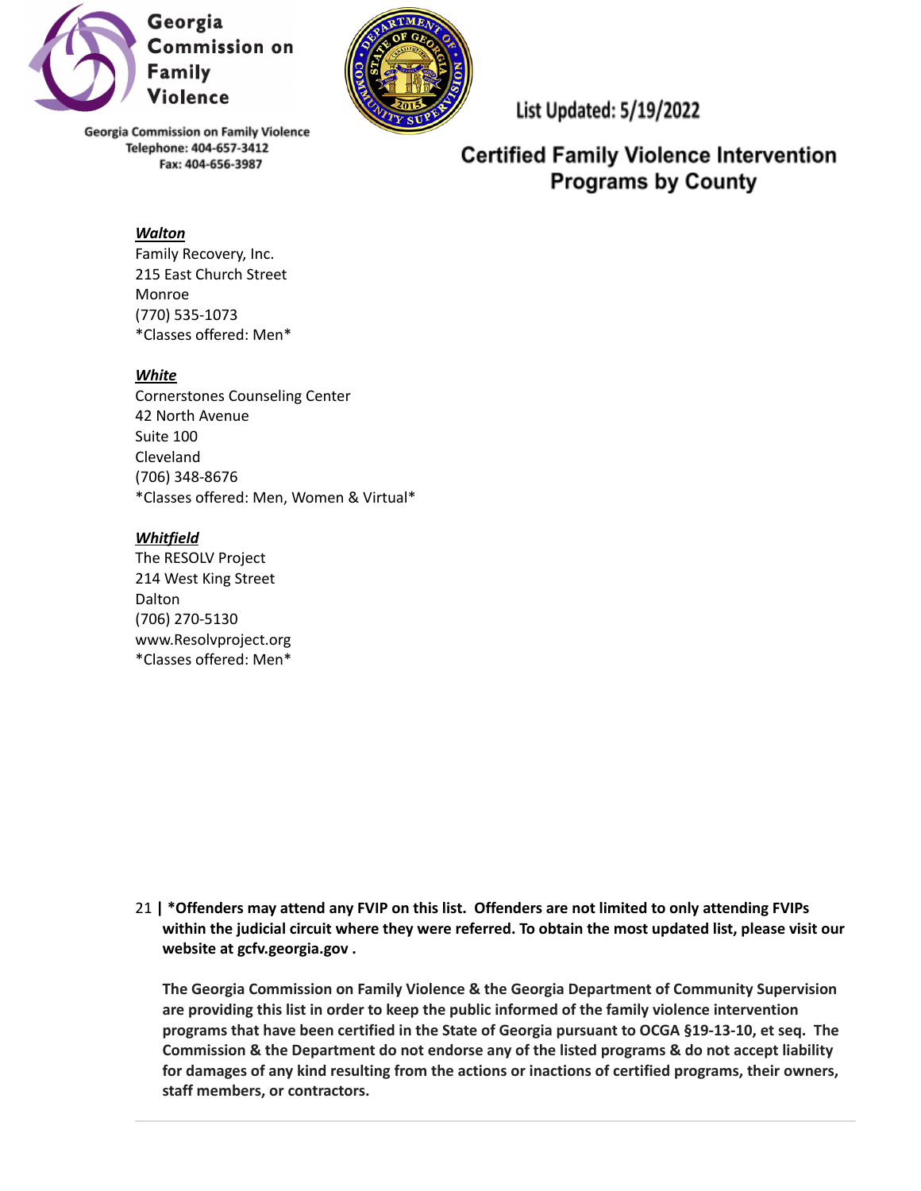Georgia Commission on Family Violence

Georgia Commission on Family Violence
Telephone: 404-657-3412
Fax: 404-656-3987

List Updated: 5/19/2022

# Certified Family Violence Intervention Programs by County

***Walton***
Family Recovery, Inc.
215 East Church Street
Monroe
(770) 535-1073
*Classes offered: Men*

***White***
Cornerstones Counseling Center
42 North Avenue
Suite 100
Cleveland
(706) 348-8676
*Classes offered: Men, Women & Virtual*

***Whitfield***
The RESOLV Project
214 West King Street
Dalton
(706) 270-5130
www.Resolvproject.org
*Classes offered: Men*

**\*Offenders may attend any FVIP on this list. Offenders are not limited to only attending FVIPs within the judicial circuit where they were referred. To obtain the most updated list, please visit our website at gcfv.georgia.gov .**

**The Georgia Commission on Family Violence & the Georgia Department of Community Supervision are providing this list in order to keep the public informed of the family violence intervention programs that have been certified in the State of Georgia pursuant to OCGA §19-13-10, et seq. The Commission & the Department do not endorse any of the listed programs & do not accept liability for damages of any kind resulting from the actions or inactions of certified programs, their owners, staff members, or contractors.**